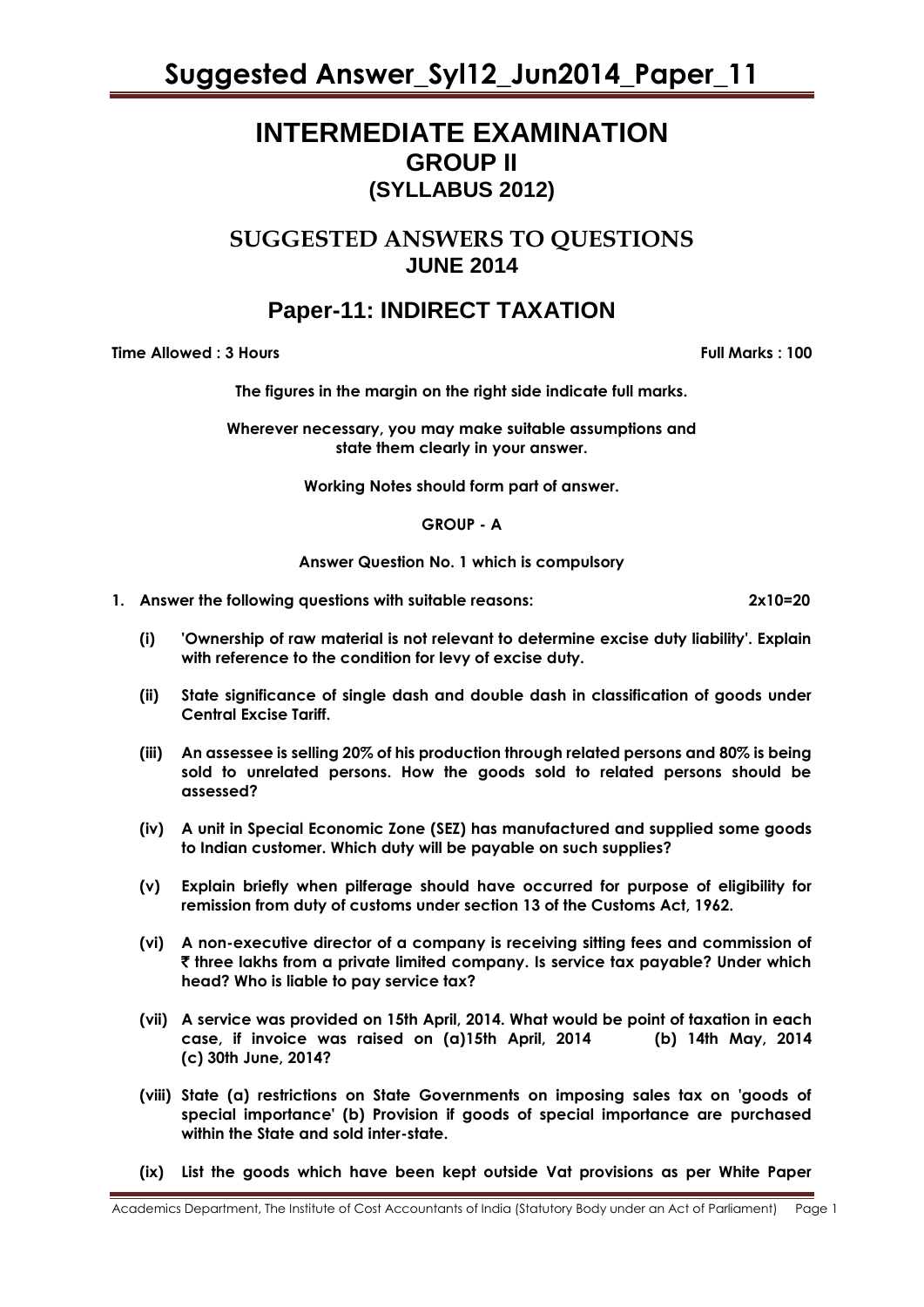# INTERMEDIATE EXAMINATION

## GROUP II

## (SYLLABUS 2012)

## SUGGESTED ANSWERS TO QUESTIONS

## JUNE 2014

## Paper-11: INDIRECT TAXATION

**Time Allowed : 3 Hours** **Full Marks : 100**

**The figures in the margin on the right side indicate full marks.**

**Wherever necessary, you may make suitable assumptions and state them clearly in your answer.**

**Working Notes should form part of answer.**

**GROUP - A**

**Answer Question No. 1 which is compulsory**

**1. Answer the following questions with suitable reasons: 2x10=20**

**(i) 'Ownership of raw material is not relevant to determine excise duty liability'. Explain with reference to the condition for levy of excise duty.**

**(ii) State significance of single dash and double dash in classification of goods under Central Excise Tariff.**

**(iii) An assessee is selling 20% of his production through related persons and 80% is being sold to unrelated persons. How the goods sold to related persons should be assessed?**

**(iv) A unit in Special Economic Zone (SEZ) has manufactured and supplied some goods to Indian customer. Which duty will be payable on such supplies?**

**(v) Explain briefly when pilferage should have occurred for purpose of eligibility for remission from duty of customs under section 13 of the Customs Act, 1962.**

**(vi) A non-executive director of a company is receiving sitting fees and commission of ₹ three lakhs from a private limited company. Is service tax payable? Under which head? Who is liable to pay service tax?**

**(vii) A service was provided on 15th April, 2014. What would be point of taxation in each case, if invoice was raised on (a) 15th April, 2014 (b) 14th May, 2014 (c) 30th June, 2014?**

**(viii) State (a) restrictions on State Governments on imposing sales tax on 'goods of special importance' (b) Provision if goods of special importance are purchased within the State and sold inter-state.**

**(ix) List the goods which have been kept outside Vat provisions as per White Paper**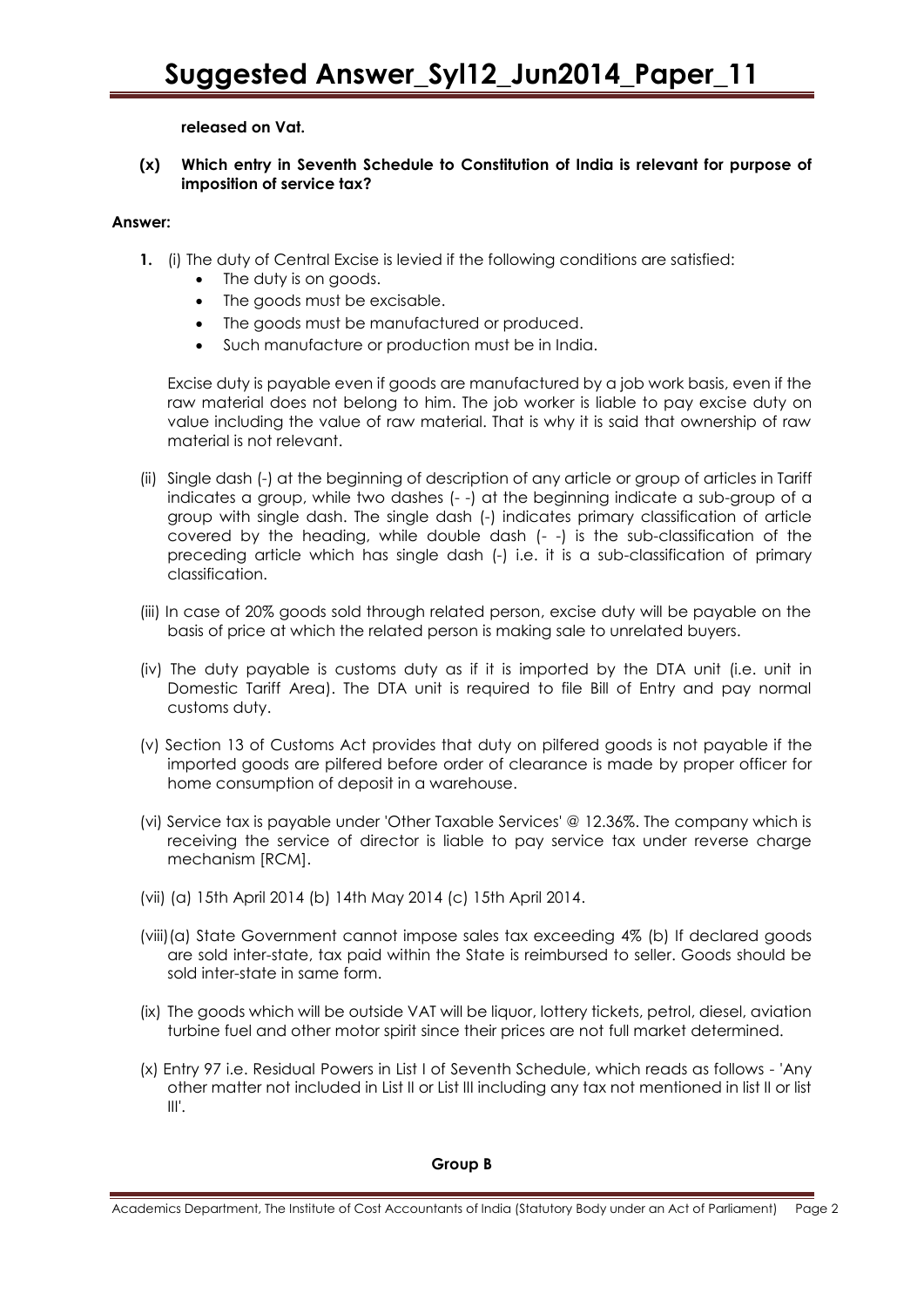**released on Vat.**

**(x) Which entry in Seventh Schedule to Constitution of India is relevant for purpose of imposition of service tax?**

**Answer:**

**1.** (i) The duty of Central Excise is levied if the following conditions are satisfied:

- The duty is on goods.
- The goods must be excisable.
- The goods must be manufactured or produced.
- Such manufacture or production must be in India.

Excise duty is payable even if goods are manufactured by a job work basis, even if the raw material does not belong to him. The job worker is liable to pay excise duty on value including the value of raw material. That is why it is said that ownership of raw material is not relevant.

(ii) Single dash (-) at the beginning of description of any article or group of articles in Tariff indicates a group, while two dashes (- -) at the beginning indicate a sub-group of a group with single dash. The single dash (-) indicates primary classification of article covered by the heading, while double dash (- -) is the sub-classification of the preceding article which has single dash (-) i.e. it is a sub-classification of primary classification.

(iii) In case of 20% goods sold through related person, excise duty will be payable on the basis of price at which the related person is making sale to unrelated buyers.

(iv) The duty payable is customs duty as if it is imported by the DTA unit (i.e. unit in Domestic Tariff Area). The DTA unit is required to file Bill of Entry and pay normal customs duty.

(v) Section 13 of Customs Act provides that duty on pilfered goods is not payable if the imported goods are pilfered before order of clearance is made by proper officer for home consumption of deposit in a warehouse.

(vi) Service tax is payable under 'Other Taxable Services' @ 12.36%. The company which is receiving the service of director is liable to pay service tax under reverse charge mechanism [RCM].

(vii) (a) 15th April 2014 (b) 14th May 2014 (c) 15th April 2014.

(viii) (a) State Government cannot impose sales tax exceeding 4% (b) If declared goods are sold inter-state, tax paid within the State is reimbursed to seller. Goods should be sold inter-state in same form.

(ix) The goods which will be outside VAT will be liquor, lottery tickets, petrol, diesel, aviation turbine fuel and other motor spirit since their prices are not full market determined.

(x) Entry 97 i.e. Residual Powers in List I of Seventh Schedule, which reads as follows - 'Any other matter not included in List II or List III including any tax not mentioned in list II or list III'.

**Group B**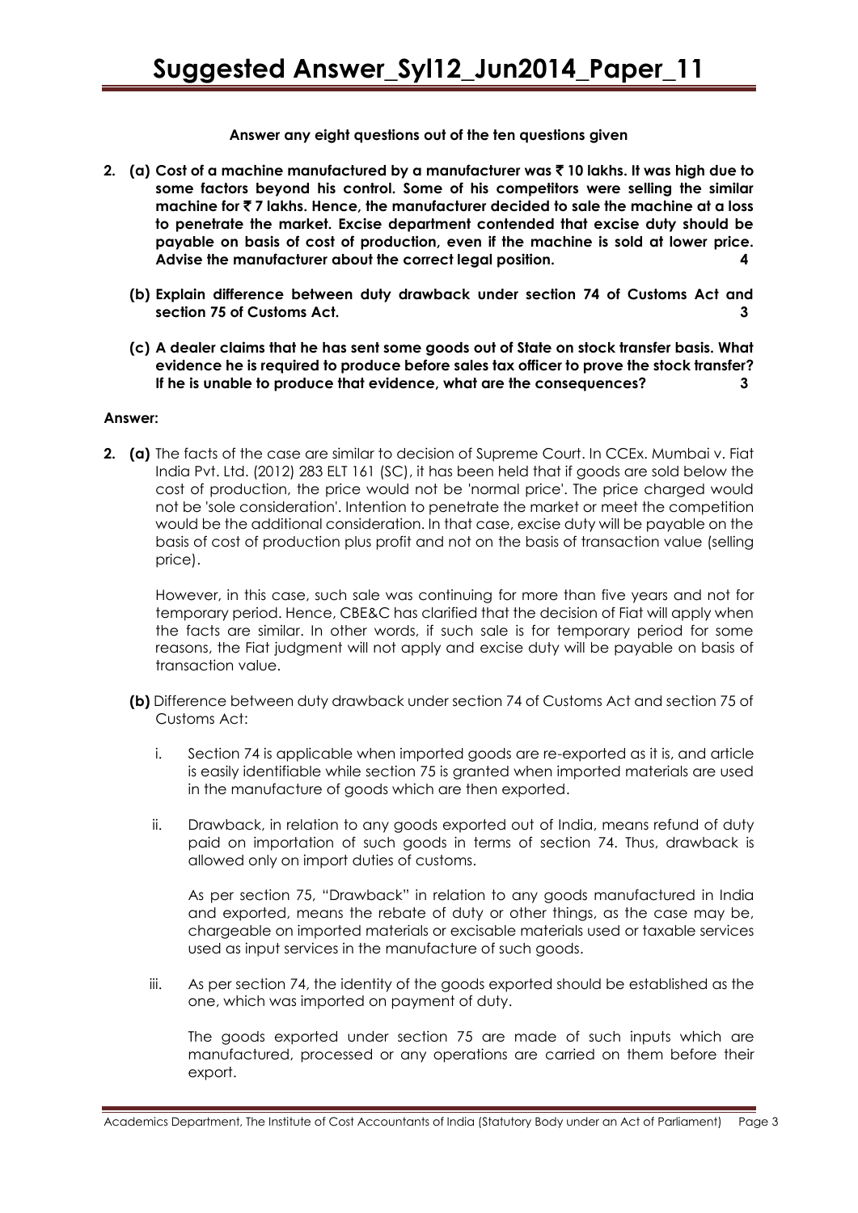**Answer any eight questions out of the ten questions given**

**2. (a) Cost of a machine manufactured by a manufacturer was ₹ 10 lakhs. It was high due to some factors beyond his control. Some of his competitors were selling the similar machine for ₹ 7 lakhs. Hence, the manufacturer decided to sale the machine at a loss to penetrate the market. Excise department contended that excise duty should be payable on basis of cost of production, even if the machine is sold at lower price. Advise the manufacturer about the correct legal position. 4**

**(b) Explain difference between duty drawback under section 74 of Customs Act and section 75 of Customs Act. 3**

**(c) A dealer claims that he has sent some goods out of State on stock transfer basis. What evidence he is required to produce before sales tax officer to prove the stock transfer? If he is unable to produce that evidence, what are the consequences? 3**

**Answer:**

**2. (a)** The facts of the case are similar to decision of Supreme Court. In CCEx. Mumbai v. Fiat India Pvt. Ltd. (2012) 283 ELT 161 (SC), it has been held that if goods are sold below the cost of production, the price would not be 'normal price'. The price charged would not be 'sole consideration'. Intention to penetrate the market or meet the competition would be the additional consideration. In that case, excise duty will be payable on the basis of cost of production plus profit and not on the basis of transaction value (selling price).

However, in this case, such sale was continuing for more than five years and not for temporary period. Hence, CBE&C has clarified that the decision of Fiat will apply when the facts are similar. In other words, if such sale is for temporary period for some reasons, the Fiat judgment will not apply and excise duty will be payable on basis of transaction value.

**(b)** Difference between duty drawback under section 74 of Customs Act and section 75 of Customs Act:

i. Section 74 is applicable when imported goods are re-exported as it is, and article is easily identifiable while section 75 is granted when imported materials are used in the manufacture of goods which are then exported.

ii. Drawback, in relation to any goods exported out of India, means refund of duty paid on importation of such goods in terms of section 74. Thus, drawback is allowed only on import duties of customs.

As per section 75, "Drawback" in relation to any goods manufactured in India and exported, means the rebate of duty or other things, as the case may be, chargeable on imported materials or excisable materials used or taxable services used as input services in the manufacture of such goods.

iii. As per section 74, the identity of the goods exported should be established as the one, which was imported on payment of duty.

The goods exported under section 75 are made of such inputs which are manufactured, processed or any operations are carried on them before their export.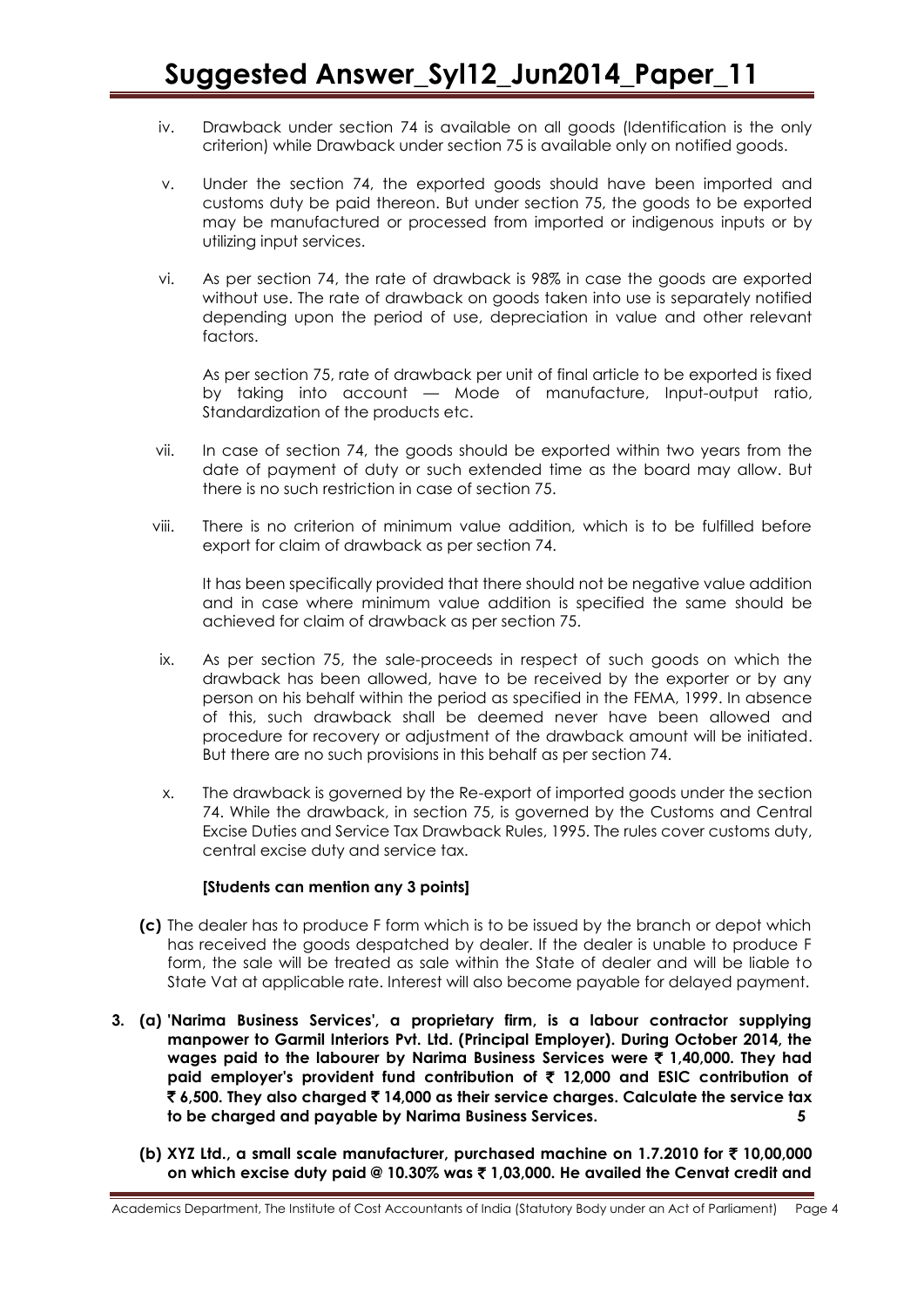iv. Drawback under section 74 is available on all goods (Identification is the only criterion) while Drawback under section 75 is available only on notified goods.

v. Under the section 74, the exported goods should have been imported and customs duty be paid thereon. But under section 75, the goods to be exported may be manufactured or processed from imported or indigenous inputs or by utilizing input services.

vi. As per section 74, the rate of drawback is 98% in case the goods are exported without use. The rate of drawback on goods taken into use is separately notified depending upon the period of use, depreciation in value and other relevant factors.

   As per section 75, rate of drawback per unit of final article to be exported is fixed by taking into account — Mode of manufacture, Input-output ratio, Standardization of the products etc.

vii. In case of section 74, the goods should be exported within two years from the date of payment of duty or such extended time as the board may allow. But there is no such restriction in case of section 75.

viii. There is no criterion of minimum value addition, which is to be fulfilled before export for claim of drawback as per section 74.

   It has been specifically provided that there should not be negative value addition and in case where minimum value addition is specified the same should be achieved for claim of drawback as per section 75.

ix. As per section 75, the sale-proceeds in respect of such goods on which the drawback has been allowed, have to be received by the exporter or by any person on his behalf within the period as specified in the FEMA, 1999. In absence of this, such drawback shall be deemed never have been allowed and procedure for recovery or adjustment of the drawback amount will be initiated. But there are no such provisions in this behalf as per section 74.

x. The drawback is governed by the Re-export of imported goods under the section 74. While the drawback, in section 75, is governed by the Customs and Central Excise Duties and Service Tax Drawback Rules, 1995. The rules cover customs duty, central excise duty and service tax.

**[Students can mention any 3 points]**

**(c)** The dealer has to produce F form which is to be issued by the branch or depot which has received the goods despatched by dealer. If the dealer is unable to produce F form, the sale will be treated as sale within the State of dealer and will be liable to State Vat at applicable rate. Interest will also become payable for delayed payment.

**3. (a) 'Narima Business Services', a proprietary firm, is a labour contractor supplying manpower to Garmil Interiors Pvt. Ltd. (Principal Employer). During October 2014, the wages paid to the labourer by Narima Business Services were ₹ 1,40,000. They had paid employer's provident fund contribution of ₹ 12,000 and ESIC contribution of ₹ 6,500. They also charged ₹ 14,000 as their service charges. Calculate the service tax to be charged and payable by Narima Business Services. 5**

**(b) XYZ Ltd., a small scale manufacturer, purchased machine on 1.7.2010 for ₹ 10,00,000 on which excise duty paid @ 10.30% was ₹ 1,03,000. He availed the Cenvat credit and**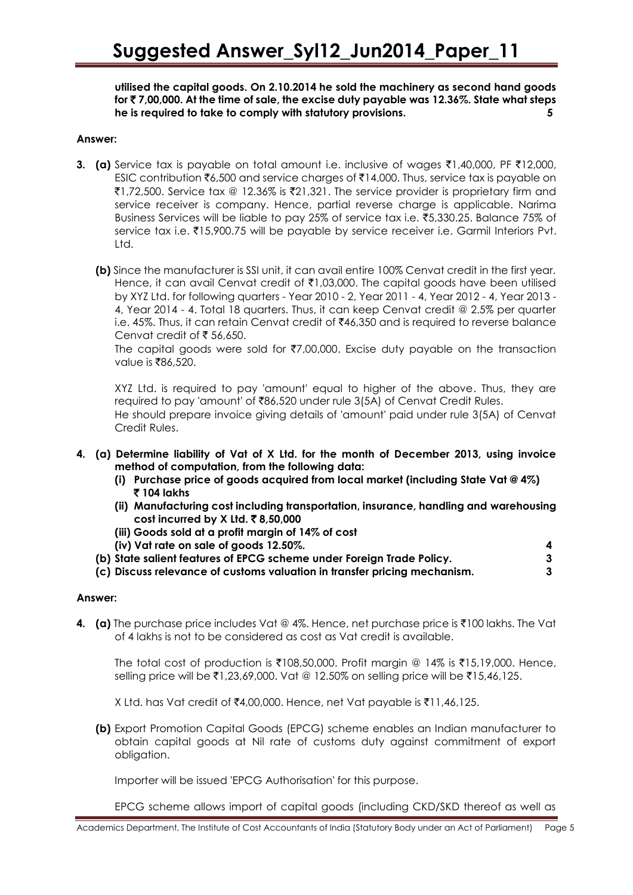**utilised the capital goods. On 2.10.2014 he sold the machinery as second hand goods for ₹ 7,00,000. At the time of sale, the excise duty payable was 12.36%. State what steps he is required to take to comply with statutory provisions. 5**

**Answer:**

**3. (a)** Service tax is payable on total amount i.e. inclusive of wages ₹1,40,000, PF ₹12,000, ESIC contribution ₹6,500 and service charges of ₹14,000. Thus, service tax is payable on ₹1,72,500. Service tax @ 12.36% is ₹21,321. The service provider is proprietary firm and service receiver is company. Hence, partial reverse charge is applicable. Narima Business Services will be liable to pay 25% of service tax i.e. ₹5,330.25. Balance 75% of service tax i.e. ₹15,900.75 will be payable by service receiver i.e. Garmil Interiors Pvt. Ltd.

**(b)** Since the manufacturer is SSI unit, it can avail entire 100% Cenvat credit in the first year. Hence, it can avail Cenvat credit of ₹1,03,000. The capital goods have been utilised by XYZ Ltd. for following quarters - Year 2010 - 2, Year 2011 - 4, Year 2012 - 4, Year 2013 - 4, Year 2014 - 4. Total 18 quarters. Thus, it can keep Cenvat credit @ 2.5% per quarter i.e. 45%. Thus, it can retain Cenvat credit of ₹46,350 and is required to reverse balance Cenvat credit of ₹ 56,650.

The capital goods were sold for ₹7,00,000. Excise duty payable on the transaction value is ₹86,520.

XYZ Ltd. is required to pay 'amount' equal to higher of the above. Thus, they are required to pay 'amount' of ₹86,520 under rule 3(5A) of Cenvat Credit Rules.
He should prepare invoice giving details of 'amount' paid under rule 3(5A) of Cenvat Credit Rules.

**4. (a) Determine liability of Vat of X Ltd. for the month of December 2013, using invoice method of computation, from the following data:**

**(i) Purchase price of goods acquired from local market (including State Vat @ 4%) ₹ 104 lakhs**

**(ii) Manufacturing cost including transportation, insurance, handling and warehousing cost incurred by X Ltd. ₹ 8,50,000**

**(iii) Goods sold at a profit margin of 14% of cost**

**(iv) Vat rate on sale of goods 12.50%. 4**

**(b) State salient features of EPCG scheme under Foreign Trade Policy. 3**

**(c) Discuss relevance of customs valuation in transfer pricing mechanism. 3**

**Answer:**

**4. (a)** The purchase price includes Vat @ 4%. Hence, net purchase price is ₹100 lakhs. The Vat of 4 lakhs is not to be considered as cost as Vat credit is available.

The total cost of production is ₹108,50,000. Profit margin @ 14% is ₹15,19,000. Hence, selling price will be ₹1,23,69,000. Vat @ 12.50% on selling price will be ₹15,46,125.

X Ltd. has Vat credit of ₹4,00,000. Hence, net Vat payable is ₹11,46,125.

**(b)** Export Promotion Capital Goods (EPCG) scheme enables an Indian manufacturer to obtain capital goods at Nil rate of customs duty against commitment of export obligation.

Importer will be issued 'EPCG Authorisation' for this purpose.

EPCG scheme allows import of capital goods (including CKD/SKD thereof as well as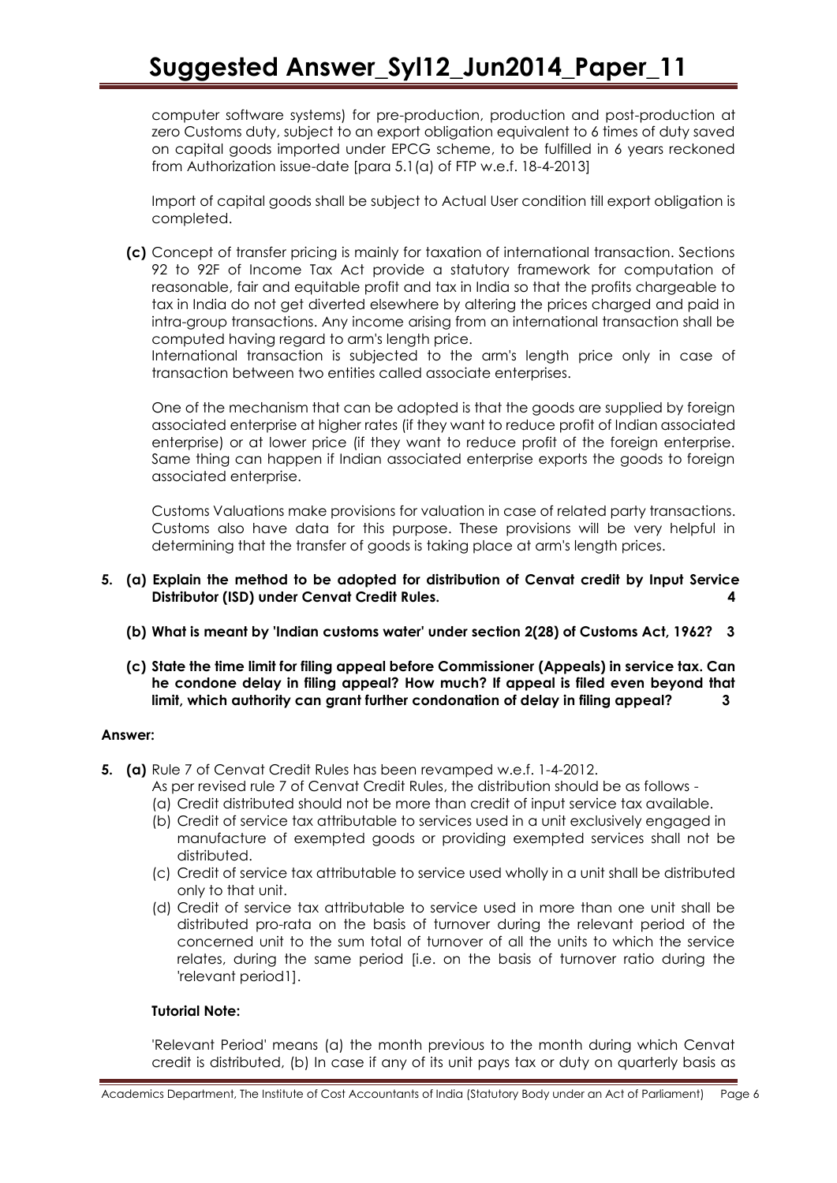computer software systems) for pre-production, production and post-production at zero Customs duty, subject to an export obligation equivalent to 6 times of duty saved on capital goods imported under EPCG scheme, to be fulfilled in 6 years reckoned from Authorization issue-date [para 5.1(a) of FTP w.e.f. 18-4-2013]

Import of capital goods shall be subject to Actual User condition till export obligation is completed.

**(c)** Concept of transfer pricing is mainly for taxation of international transaction. Sections 92 to 92F of Income Tax Act provide a statutory framework for computation of reasonable, fair and equitable profit and tax in India so that the profits chargeable to tax in India do not get diverted elsewhere by altering the prices charged and paid in intra-group transactions. Any income arising from an international transaction shall be computed having regard to arm's length price.
International transaction is subjected to the arm's length price only in case of transaction between two entities called associate enterprises.

One of the mechanism that can be adopted is that the goods are supplied by foreign associated enterprise at higher rates (if they want to reduce profit of Indian associated enterprise) or at lower price (if they want to reduce profit of the foreign enterprise. Same thing can happen if Indian associated enterprise exports the goods to foreign associated enterprise.

Customs Valuations make provisions for valuation in case of related party transactions. Customs also have data for this purpose. These provisions will be very helpful in determining that the transfer of goods is taking place at arm's length prices.

**5. (a) Explain the method to be adopted for distribution of Cenvat credit by Input Service Distributor (ISD) under Cenvat Credit Rules. 4**

**(b) What is meant by 'Indian customs water' under section 2(28) of Customs Act, 1962? 3**

**(c) State the time limit for filing appeal before Commissioner (Appeals) in service tax. Can he condone delay in filing appeal? How much? If appeal is filed even beyond that limit, which authority can grant further condonation of delay in filing appeal? 3**

**Answer:**

**5. (a)** Rule 7 of Cenvat Credit Rules has been revamped w.e.f. 1-4-2012.
As per revised rule 7 of Cenvat Credit Rules, the distribution should be as follows -

(a) Credit distributed should not be more than credit of input service tax available.

(b) Credit of service tax attributable to services used in a unit exclusively engaged in manufacture of exempted goods or providing exempted services shall not be distributed.

(c) Credit of service tax attributable to service used wholly in a unit shall be distributed only to that unit.

(d) Credit of service tax attributable to service used in more than one unit shall be distributed pro-rata on the basis of turnover during the relevant period of the concerned unit to the sum total of turnover of all the units to which the service relates, during the same period [i.e. on the basis of turnover ratio during the 'relevant period1].

**Tutorial Note:**

'Relevant Period' means (a) the month previous to the month during which Cenvat credit is distributed, (b) In case if any of its unit pays tax or duty on quarterly basis as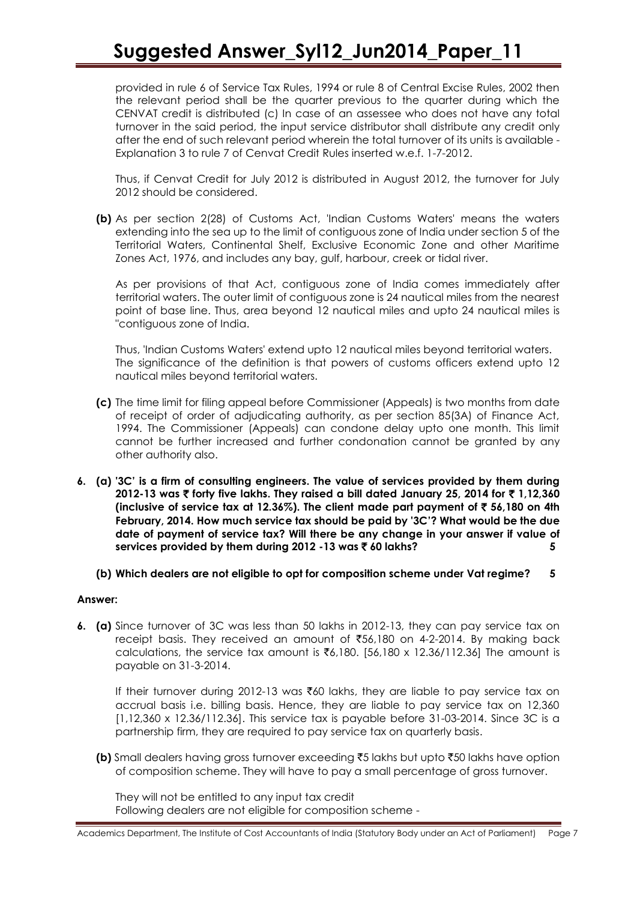provided in rule 6 of Service Tax Rules, 1994 or rule 8 of Central Excise Rules, 2002 then the relevant period shall be the quarter previous to the quarter during which the CENVAT credit is distributed (c) In case of an assessee who does not have any total turnover in the said period, the input service distributor shall distribute any credit only after the end of such relevant period wherein the total turnover of its units is available - Explanation 3 to rule 7 of Cenvat Credit Rules inserted w.e.f. 1-7-2012.

Thus, if Cenvat Credit for July 2012 is distributed in August 2012, the turnover for July 2012 should be considered.

**(b)** As per section 2(28) of Customs Act, 'Indian Customs Waters' means the waters extending into the sea up to the limit of contiguous zone of India under section 5 of the Territorial Waters, Continental Shelf, Exclusive Economic Zone and other Maritime Zones Act, 1976, and includes any bay, gulf, harbour, creek or tidal river.

As per provisions of that Act, contiguous zone of India comes immediately after territorial waters. The outer limit of contiguous zone is 24 nautical miles from the nearest point of base line. Thus, area beyond 12 nautical miles and upto 24 nautical miles is "contiguous zone of India.

Thus, 'Indian Customs Waters' extend upto 12 nautical miles beyond territorial waters. The significance of the definition is that powers of customs officers extend upto 12 nautical miles beyond territorial waters.

**(c)** The time limit for filing appeal before Commissioner (Appeals) is two months from date of receipt of order of adjudicating authority, as per section 85(3A) of Finance Act, 1994. The Commissioner (Appeals) can condone delay upto one month. This limit cannot be further increased and further condonation cannot be granted by any other authority also.

**6. (a) '3C' is a firm of consulting engineers. The value of services provided by them during 2012-13 was ₹ forty five lakhs. They raised a bill dated January 25, 2014 for ₹ 1,12,360 (inclusive of service tax at 12.36%). The client made part payment of ₹ 56,180 on 4th February, 2014. How much service tax should be paid by '3C'? What would be the due date of payment of service tax? Will there be any change in your answer if value of services provided by them during 2012 -13 was ₹ 60 lakhs? 5**

**(b) Which dealers are not eligible to opt for composition scheme under Vat regime? 5**

**Answer:**

**6. (a)** Since turnover of 3C was less than 50 lakhs in 2012-13, they can pay service tax on receipt basis. They received an amount of ₹56,180 on 4-2-2014. By making back calculations, the service tax amount is ₹6,180. [56,180 x 12.36/112.36] The amount is payable on 31-3-2014.

If their turnover during 2012-13 was ₹60 lakhs, they are liable to pay service tax on accrual basis i.e. billing basis. Hence, they are liable to pay service tax on 12,360 [1,12,360 x 12.36/112.36]. This service tax is payable before 31-03-2014. Since 3C is a partnership firm, they are required to pay service tax on quarterly basis.

**(b)** Small dealers having gross turnover exceeding ₹5 lakhs but upto ₹50 lakhs have option of composition scheme. They will have to pay a small percentage of gross turnover.

They will not be entitled to any input tax credit
Following dealers are not eligible for composition scheme -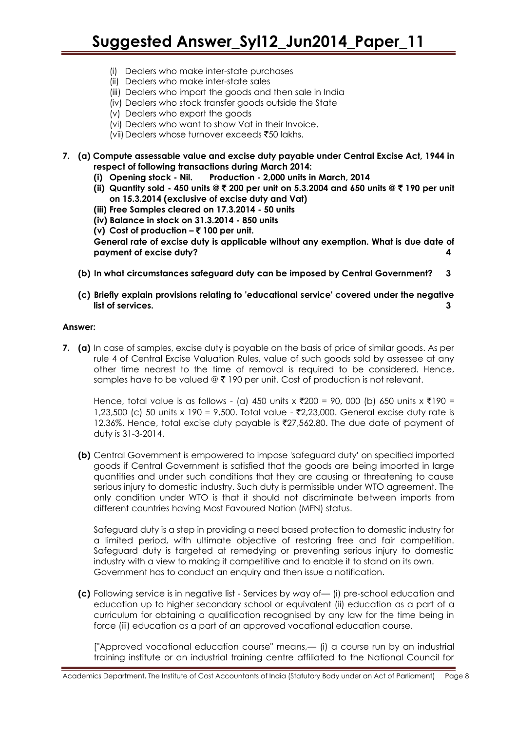(i) Dealers who make inter-state purchases
(ii) Dealers who make inter-state sales
(iii) Dealers who import the goods and then sale in India
(iv) Dealers who stock transfer goods outside the State
(v) Dealers who export the goods
(vi) Dealers who want to show Vat in their Invoice.
(vii) Dealers whose turnover exceeds ₹50 lakhs.

**7. (a) Compute assessable value and excise duty payable under Central Excise Act, 1944 in respect of following transactions during March 2014:**

**(i) Opening stock - Nil. Production - 2,000 units in March, 2014**

**(ii) Quantity sold - 450 units @ ₹ 200 per unit on 5.3.2004 and 650 units @ ₹ 190 per unit on 15.3.2014 (exclusive of excise duty and Vat)**

**(iii) Free Samples cleared on 17.3.2014 - 50 units**

**(iv) Balance in stock on 31.3.2014 - 850 units**

**(v) Cost of production – ₹ 100 per unit.**

**General rate of excise duty is applicable without any exemption. What is due date of payment of excise duty? 4**

**(b) In what circumstances safeguard duty can be imposed by Central Government? 3**

**(c) Briefly explain provisions relating to 'educational service' covered under the negative list of services. 3**

**Answer:**

**7. (a)** In case of samples, excise duty is payable on the basis of price of similar goods. As per rule 4 of Central Excise Valuation Rules, value of such goods sold by assessee at any other time nearest to the time of removal is required to be considered. Hence, samples have to be valued @ ₹ 190 per unit. Cost of production is not relevant.

Hence, total value is as follows - (a) 450 units x ₹200 = 90, 000 (b) 650 units x ₹190 = 1,23,500 (c) 50 units x 190 = 9,500. Total value - ₹2,23,000. General excise duty rate is 12.36%. Hence, total excise duty payable is ₹27,562.80. The due date of payment of duty is 31-3-2014.

**(b)** Central Government is empowered to impose 'safeguard duty' on specified imported goods if Central Government is satisfied that the goods are being imported in large quantities and under such conditions that they are causing or threatening to cause serious injury to domestic industry. Such duty is permissible under WTO agreement. The only condition under WTO is that it should not discriminate between imports from different countries having Most Favoured Nation (MFN) status.

Safeguard duty is a step in providing a need based protection to domestic industry for a limited period, with ultimate objective of restoring free and fair competition. Safeguard duty is targeted at remedying or preventing serious injury to domestic industry with a view to making it competitive and to enable it to stand on its own. Government has to conduct an enquiry and then issue a notification.

**(c)** Following service is in negative list - Services by way of— (i) pre-school education and education up to higher secondary school or equivalent (ii) education as a part of a curriculum for obtaining a qualification recognised by any law for the time being in force (iii) education as a part of an approved vocational education course.

["Approved vocational education course" means,— (i) a course run by an industrial training institute or an industrial training centre affiliated to the National Council for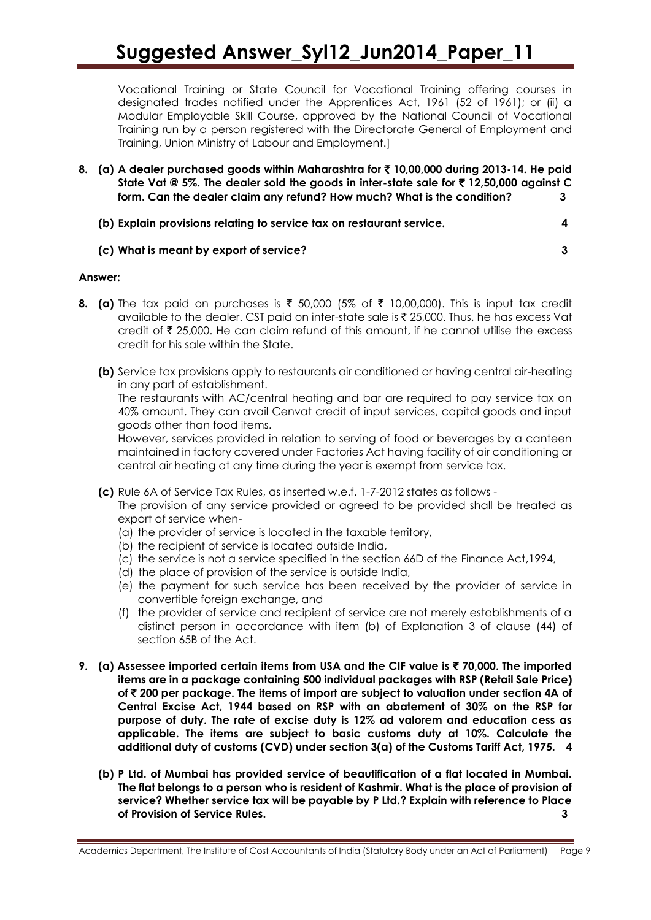Vocational Training or State Council for Vocational Training offering courses in designated trades notified under the Apprentices Act, 1961 (52 of 1961); or (ii) a Modular Employable Skill Course, approved by the National Council of Vocational Training run by a person registered with the Directorate General of Employment and Training, Union Ministry of Labour and Employment.]

**8. (a) A dealer purchased goods within Maharashtra for ₹ 10,00,000 during 2013-14. He paid State Vat @ 5%. The dealer sold the goods in inter-state sale for ₹ 12,50,000 against C form. Can the dealer claim any refund? How much? What is the condition? 3**

**(b) Explain provisions relating to service tax on restaurant service. 4**

**(c) What is meant by export of service? 3**

**Answer:**

**8. (a)** The tax paid on purchases is ₹ 50,000 (5% of ₹ 10,00,000). This is input tax credit available to the dealer. CST paid on inter-state sale is ₹ 25,000. Thus, he has excess Vat credit of ₹ 25,000. He can claim refund of this amount, if he cannot utilise the excess credit for his sale within the State.

**(b)** Service tax provisions apply to restaurants air conditioned or having central air-heating in any part of establishment.

The restaurants with AC/central heating and bar are required to pay service tax on 40% amount. They can avail Cenvat credit of input services, capital goods and input goods other than food items.

However, services provided in relation to serving of food or beverages by a canteen maintained in factory covered under Factories Act having facility of air conditioning or central air heating at any time during the year is exempt from service tax.

**(c)** Rule 6A of Service Tax Rules, as inserted w.e.f. 1-7-2012 states as follows -

The provision of any service provided or agreed to be provided shall be treated as export of service when-

(a) the provider of service is located in the taxable territory,
(b) the recipient of service is located outside India,
(c) the service is not a service specified in the section 66D of the Finance Act,1994,
(d) the place of provision of the service is outside India,
(e) the payment for such service has been received by the provider of service in convertible foreign exchange, and
(f) the provider of service and recipient of service are not merely establishments of a distinct person in accordance with item (b) of Explanation 3 of clause (44) of section 65B of the Act.

**9. (a) Assessee imported certain items from USA and the CIF value is ₹ 70,000. The imported items are in a package containing 500 individual packages with RSP (Retail Sale Price) of ₹ 200 per package. The items of import are subject to valuation under section 4A of Central Excise Act, 1944 based on RSP with an abatement of 30% on the RSP for purpose of duty. The rate of excise duty is 12% ad valorem and education cess as applicable. The items are subject to basic customs duty at 10%. Calculate the additional duty of customs (CVD) under section 3(a) of the Customs Tariff Act, 1975. 4**

**(b) P Ltd. of Mumbai has provided service of beautification of a flat located in Mumbai. The flat belongs to a person who is resident of Kashmir. What is the place of provision of service? Whether service tax will be payable by P Ltd.? Explain with reference to Place of Provision of Service Rules. 3**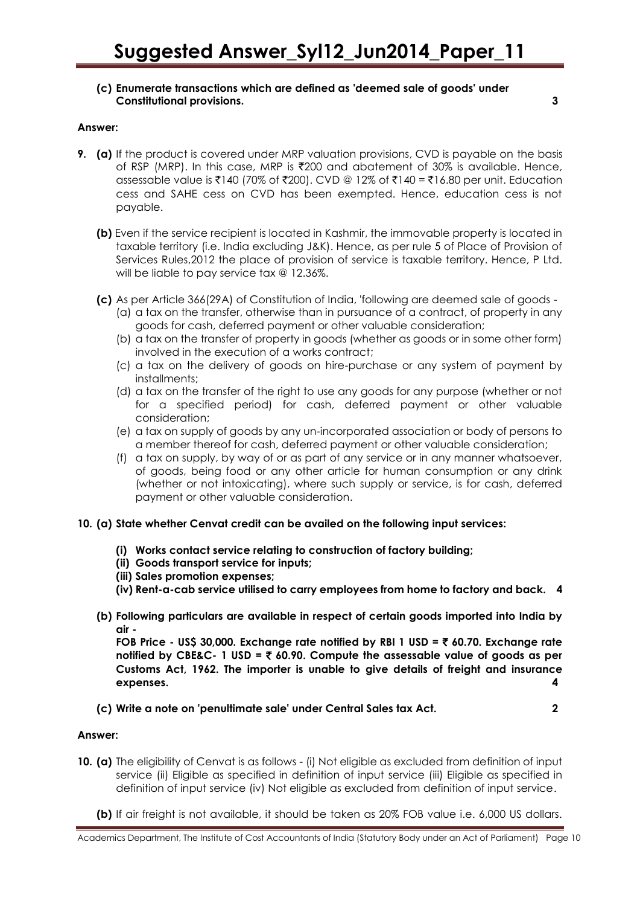**(c) Enumerate transactions which are defined as 'deemed sale of goods' under Constitutional provisions. 3**

**Answer:**

**9. (a)** If the product is covered under MRP valuation provisions, CVD is payable on the basis of RSP (MRP). In this case, MRP is ₹200 and abatement of 30% is available. Hence, assessable value is ₹140 (70% of ₹200). CVD @ 12% of ₹140 = ₹16.80 per unit. Education cess and SAHE cess on CVD has been exempted. Hence, education cess is not payable.

**(b)** Even if the service recipient is located in Kashmir, the immovable property is located in taxable territory (i.e. India excluding J&K). Hence, as per rule 5 of Place of Provision of Services Rules,2012 the place of provision of service is taxable territory. Hence, P Ltd. will be liable to pay service tax @ 12.36%.

**(c)** As per Article 366(29A) of Constitution of India, 'following are deemed sale of goods -

(a) a tax on the transfer, otherwise than in pursuance of a contract, of property in any goods for cash, deferred payment or other valuable consideration;

(b) a tax on the transfer of property in goods (whether as goods or in some other form) involved in the execution of a works contract;

(c) a tax on the delivery of goods on hire-purchase or any system of payment by installments;

(d) a tax on the transfer of the right to use any goods for any purpose (whether or not for a specified period) for cash, deferred payment or other valuable consideration;

(e) a tax on supply of goods by any un-incorporated association or body of persons to a member thereof for cash, deferred payment or other valuable consideration;

(f) a tax on supply, by way of or as part of any service or in any manner whatsoever, of goods, being food or any other article for human consumption or any drink (whether or not intoxicating), where such supply or service, is for cash, deferred payment or other valuable consideration.

**10. (a) State whether Cenvat credit can be availed on the following input services:**

**(i) Works contact service relating to construction of factory building;**

**(ii) Goods transport service for inputs;**

**(iii) Sales promotion expenses;**

**(iv) Rent-a-cab service utilised to carry employees from home to factory and back. 4**

**(b) Following particulars are available in respect of certain goods imported into India by air -**

**FOB Price - US$ 30,000. Exchange rate notified by RBI 1 USD = ₹ 60.70. Exchange rate notified by CBE&C- 1 USD = ₹ 60.90. Compute the assessable value of goods as per Customs Act, 1962. The importer is unable to give details of freight and insurance expenses. 4**

**(c) Write a note on 'penultimate sale' under Central Sales tax Act. 2**

**Answer:**

**10. (a)** The eligibility of Cenvat is as follows - (i) Not eligible as excluded from definition of input service (ii) Eligible as specified in definition of input service (iii) Eligible as specified in definition of input service (iv) Not eligible as excluded from definition of input service.

**(b)** If air freight is not available, it should be taken as 20% FOB value i.e. 6,000 US dollars.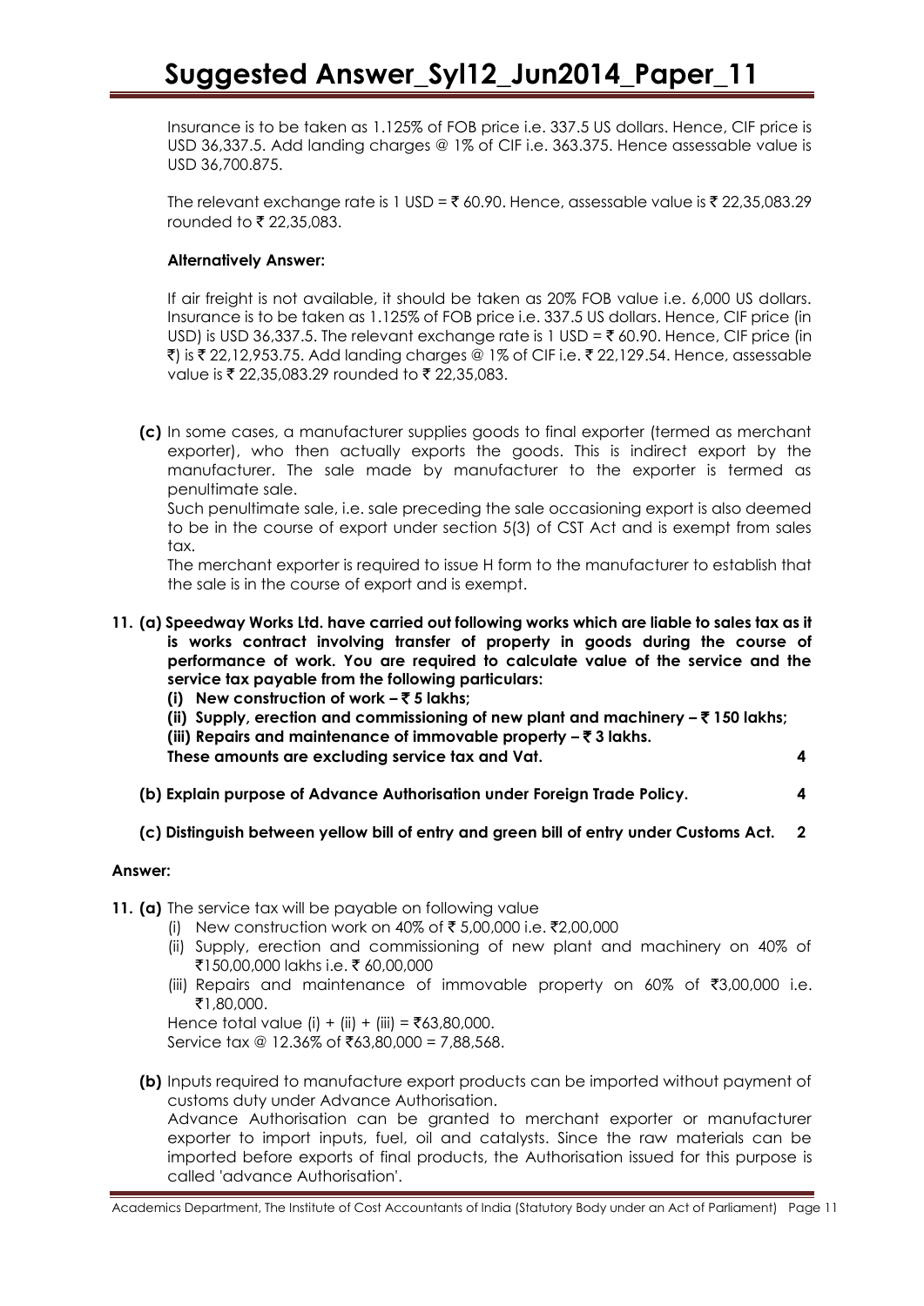Insurance is to be taken as 1.125% of FOB price i.e. 337.5 US dollars. Hence, CIF price is USD 36,337.5. Add landing charges @ 1% of CIF i.e. 363.375. Hence assessable value is USD 36,700.875.

The relevant exchange rate is 1 USD = ₹ 60.90. Hence, assessable value is ₹ 22,35,083.29 rounded to ₹ 22,35,083.

**Alternatively Answer:**

If air freight is not available, it should be taken as 20% FOB value i.e. 6,000 US dollars. Insurance is to be taken as 1.125% of FOB price i.e. 337.5 US dollars. Hence, CIF price (in USD) is USD 36,337.5. The relevant exchange rate is 1 USD = ₹ 60.90. Hence, CIF price (in ₹) is ₹ 22,12,953.75. Add landing charges @ 1% of CIF i.e. ₹ 22,129.54. Hence, assessable value is ₹ 22,35,083.29 rounded to ₹ 22,35,083.

**(c)** In some cases, a manufacturer supplies goods to final exporter (termed as merchant exporter), who then actually exports the goods. This is indirect export by the manufacturer. The sale made by manufacturer to the exporter is termed as penultimate sale.

Such penultimate sale, i.e. sale preceding the sale occasioning export is also deemed to be in the course of export under section 5(3) of CST Act and is exempt from sales tax.

The merchant exporter is required to issue H form to the manufacturer to establish that the sale is in the course of export and is exempt.

**11. (a) Speedway Works Ltd. have carried out following works which are liable to sales tax as it is works contract involving transfer of property in goods during the course of performance of work. You are required to calculate value of the service and the service tax payable from the following particulars:**

**(i) New construction of work – ₹ 5 lakhs;**

**(ii) Supply, erection and commissioning of new plant and machinery – ₹ 150 lakhs;**

**(iii) Repairs and maintenance of immovable property – ₹ 3 lakhs.**

**These amounts are excluding service tax and Vat. 4**

**(b) Explain purpose of Advance Authorisation under Foreign Trade Policy. 4**

**(c) Distinguish between yellow bill of entry and green bill of entry under Customs Act. 2**

**Answer:**

**11. (a)** The service tax will be payable on following value

(i) New construction work on 40% of ₹ 5,00,000 i.e. ₹2,00,000

(ii) Supply, erection and commissioning of new plant and machinery on 40% of ₹150,00,000 lakhs i.e. ₹ 60,00,000

(iii) Repairs and maintenance of immovable property on 60% of ₹3,00,000 i.e. ₹1,80,000.

Hence total value (i) + (ii) + (iii) = ₹63,80,000.

Service tax @ 12.36% of ₹63,80,000 = 7,88,568.

**(b)** Inputs required to manufacture export products can be imported without payment of customs duty under Advance Authorisation.

Advance Authorisation can be granted to merchant exporter or manufacturer exporter to import inputs, fuel, oil and catalysts. Since the raw materials can be imported before exports of final products, the Authorisation issued for this purpose is called 'advance Authorisation'.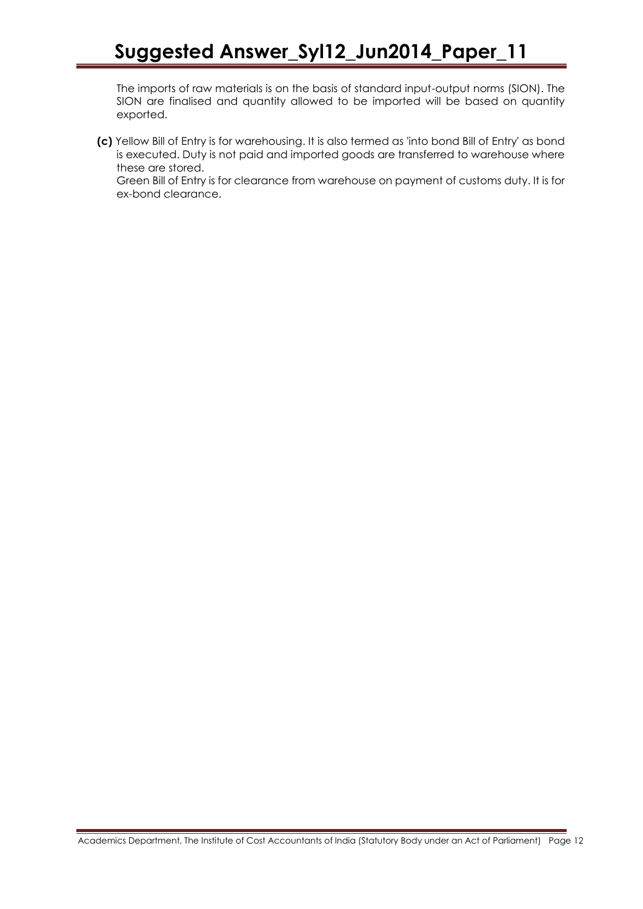The imports of raw materials is on the basis of standard input-output norms (SION). The SION are finalised and quantity allowed to be imported will be based on quantity exported.

**(c)** Yellow Bill of Entry is for warehousing. It is also termed as 'into bond Bill of Entry' as bond is executed. Duty is not paid and imported goods are transferred to warehouse where these are stored.

Green Bill of Entry is for clearance from warehouse on payment of customs duty. It is for ex-bond clearance.